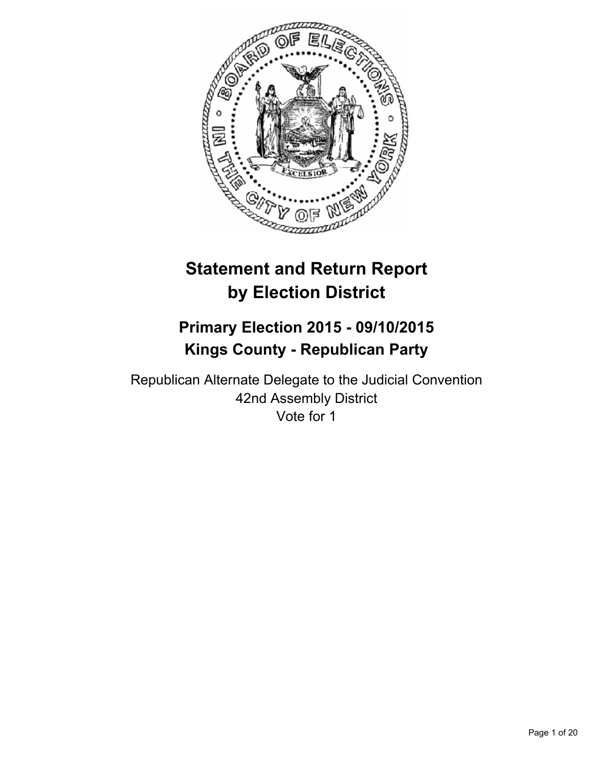# Statement and Return Report by Election District

## Primary Election 2015 - 09/10/2015
## Kings County - Republican Party

Republican Alternate Delegate to the Judicial Convention
42nd Assembly District
Vote for 1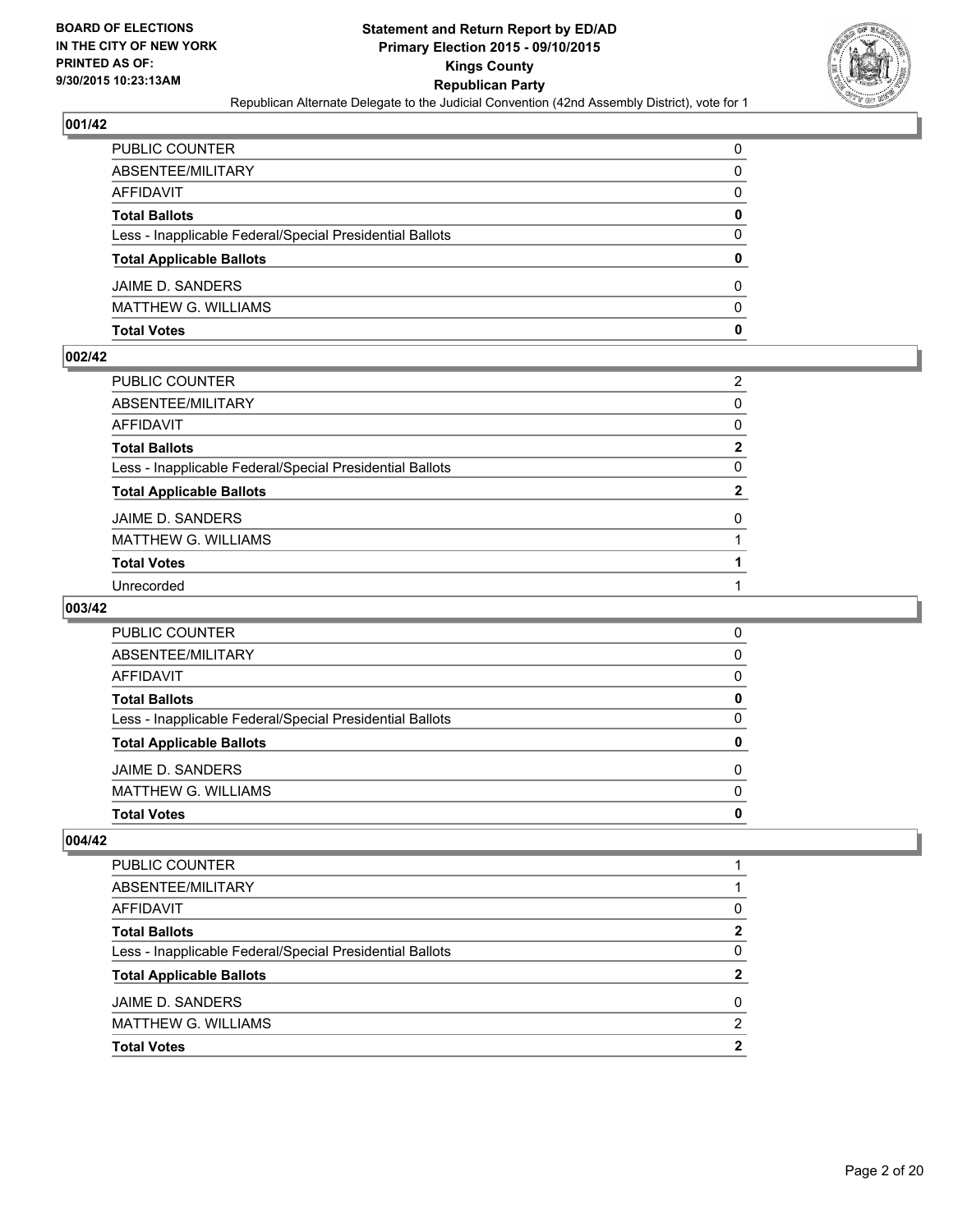BOARD OF ELECTIONS
IN THE CITY OF NEW YORK
PRINTED AS OF:
9/30/2015 10:23:13AM

**Statement and Return Report by ED/AD**
**Primary Election 2015 - 09/10/2015**
**Kings County**
**Republican Party**
Republican Alternate Delegate to the Judicial Convention (42nd Assembly District), vote for 1

### 001/42

| | |
|---|---|
| PUBLIC COUNTER | 0 |
| ABSENTEE/MILITARY | 0 |
| AFFIDAVIT | 0 |
| **Total Ballots** | **0** |
| Less - Inapplicable Federal/Special Presidential Ballots | 0 |
| **Total Applicable Ballots** | **0** |
| JAIME D. SANDERS | 0 |
| MATTHEW G. WILLIAMS | 0 |
| **Total Votes** | **0** |

### 002/42

| | |
|---|---|
| PUBLIC COUNTER | 2 |
| ABSENTEE/MILITARY | 0 |
| AFFIDAVIT | 0 |
| **Total Ballots** | **2** |
| Less - Inapplicable Federal/Special Presidential Ballots | 0 |
| **Total Applicable Ballots** | **2** |
| JAIME D. SANDERS | 0 |
| MATTHEW G. WILLIAMS | 1 |
| **Total Votes** | **1** |
| Unrecorded | 1 |

### 003/42

| | |
|---|---|
| PUBLIC COUNTER | 0 |
| ABSENTEE/MILITARY | 0 |
| AFFIDAVIT | 0 |
| **Total Ballots** | **0** |
| Less - Inapplicable Federal/Special Presidential Ballots | 0 |
| **Total Applicable Ballots** | **0** |
| JAIME D. SANDERS | 0 |
| MATTHEW G. WILLIAMS | 0 |
| **Total Votes** | **0** |

### 004/42

| | |
|---|---|
| PUBLIC COUNTER | 1 |
| ABSENTEE/MILITARY | 1 |
| AFFIDAVIT | 0 |
| **Total Ballots** | **2** |
| Less - Inapplicable Federal/Special Presidential Ballots | 0 |
| **Total Applicable Ballots** | **2** |
| JAIME D. SANDERS | 0 |
| MATTHEW G. WILLIAMS | 2 |
| **Total Votes** | **2** |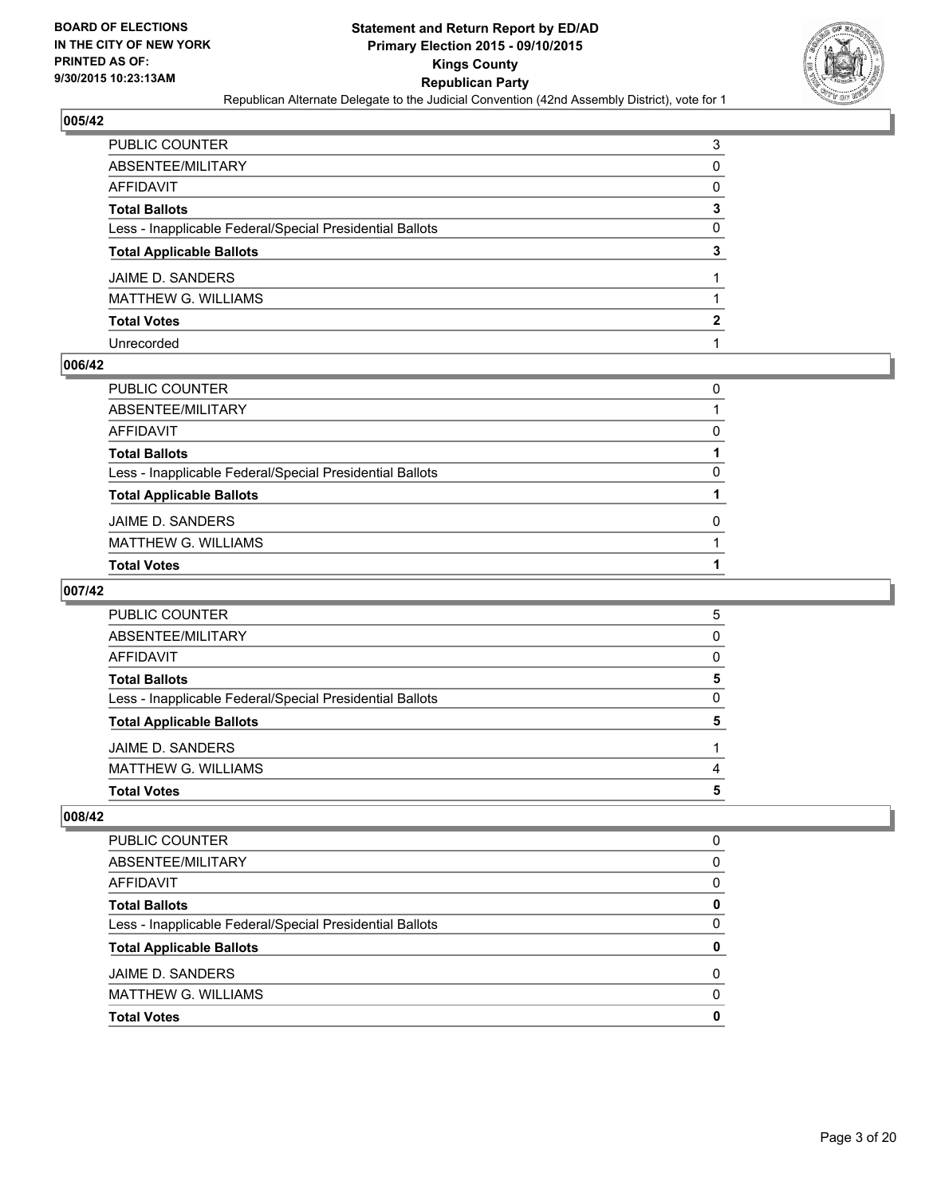## 005/42

| | |
|---|---|
| PUBLIC COUNTER | 3 |
| ABSENTEE/MILITARY | 0 |
| AFFIDAVIT | 0 |
| **Total Ballots** | **3** |
| Less - Inapplicable Federal/Special Presidential Ballots | 0 |
| **Total Applicable Ballots** | **3** |
| JAIME D. SANDERS | 1 |
| MATTHEW G. WILLIAMS | 1 |
| **Total Votes** | **2** |
| Unrecorded | 1 |

## 006/42

| | |
|---|---|
| PUBLIC COUNTER | 0 |
| ABSENTEE/MILITARY | 1 |
| AFFIDAVIT | 0 |
| **Total Ballots** | **1** |
| Less - Inapplicable Federal/Special Presidential Ballots | 0 |
| **Total Applicable Ballots** | **1** |
| JAIME D. SANDERS | 0 |
| MATTHEW G. WILLIAMS | 1 |
| **Total Votes** | **1** |

## 007/42

| | |
|---|---|
| PUBLIC COUNTER | 5 |
| ABSENTEE/MILITARY | 0 |
| AFFIDAVIT | 0 |
| **Total Ballots** | **5** |
| Less - Inapplicable Federal/Special Presidential Ballots | 0 |
| **Total Applicable Ballots** | **5** |
| JAIME D. SANDERS | 1 |
| MATTHEW G. WILLIAMS | 4 |
| **Total Votes** | **5** |

## 008/42

| | |
|---|---|
| PUBLIC COUNTER | 0 |
| ABSENTEE/MILITARY | 0 |
| AFFIDAVIT | 0 |
| **Total Ballots** | **0** |
| Less - Inapplicable Federal/Special Presidential Ballots | 0 |
| **Total Applicable Ballots** | **0** |
| JAIME D. SANDERS | 0 |
| MATTHEW G. WILLIAMS | 0 |
| **Total Votes** | **0** |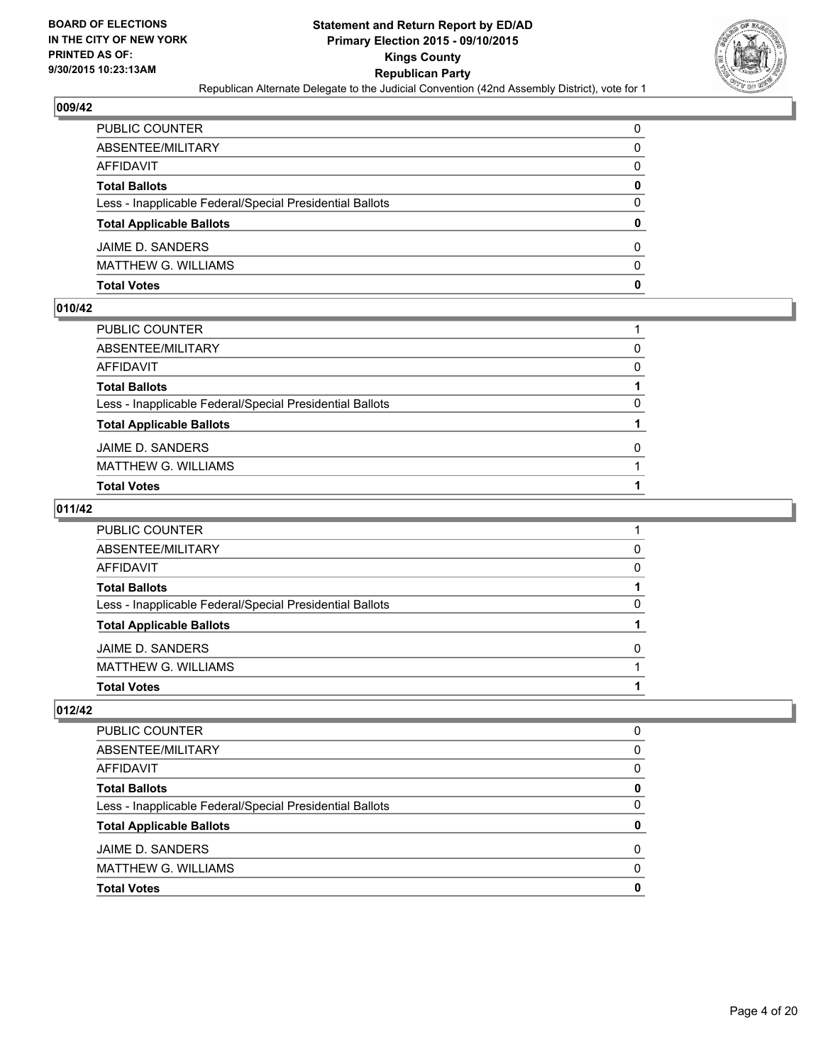## 009/42

| | |
|---|---|
| PUBLIC COUNTER | 0 |
| ABSENTEE/MILITARY | 0 |
| AFFIDAVIT | 0 |
| **Total Ballots** | **0** |
| Less - Inapplicable Federal/Special Presidential Ballots | 0 |
| **Total Applicable Ballots** | **0** |
| JAIME D. SANDERS | 0 |
| MATTHEW G. WILLIAMS | 0 |
| **Total Votes** | **0** |

## 010/42

| | |
|---|---|
| PUBLIC COUNTER | 1 |
| ABSENTEE/MILITARY | 0 |
| AFFIDAVIT | 0 |
| **Total Ballots** | **1** |
| Less - Inapplicable Federal/Special Presidential Ballots | 0 |
| **Total Applicable Ballots** | **1** |
| JAIME D. SANDERS | 0 |
| MATTHEW G. WILLIAMS | 1 |
| **Total Votes** | **1** |

## 011/42

| | |
|---|---|
| PUBLIC COUNTER | 1 |
| ABSENTEE/MILITARY | 0 |
| AFFIDAVIT | 0 |
| **Total Ballots** | **1** |
| Less - Inapplicable Federal/Special Presidential Ballots | 0 |
| **Total Applicable Ballots** | **1** |
| JAIME D. SANDERS | 0 |
| MATTHEW G. WILLIAMS | 1 |
| **Total Votes** | **1** |

## 012/42

| | |
|---|---|
| PUBLIC COUNTER | 0 |
| ABSENTEE/MILITARY | 0 |
| AFFIDAVIT | 0 |
| **Total Ballots** | **0** |
| Less - Inapplicable Federal/Special Presidential Ballots | 0 |
| **Total Applicable Ballots** | **0** |
| JAIME D. SANDERS | 0 |
| MATTHEW G. WILLIAMS | 0 |
| **Total Votes** | **0** |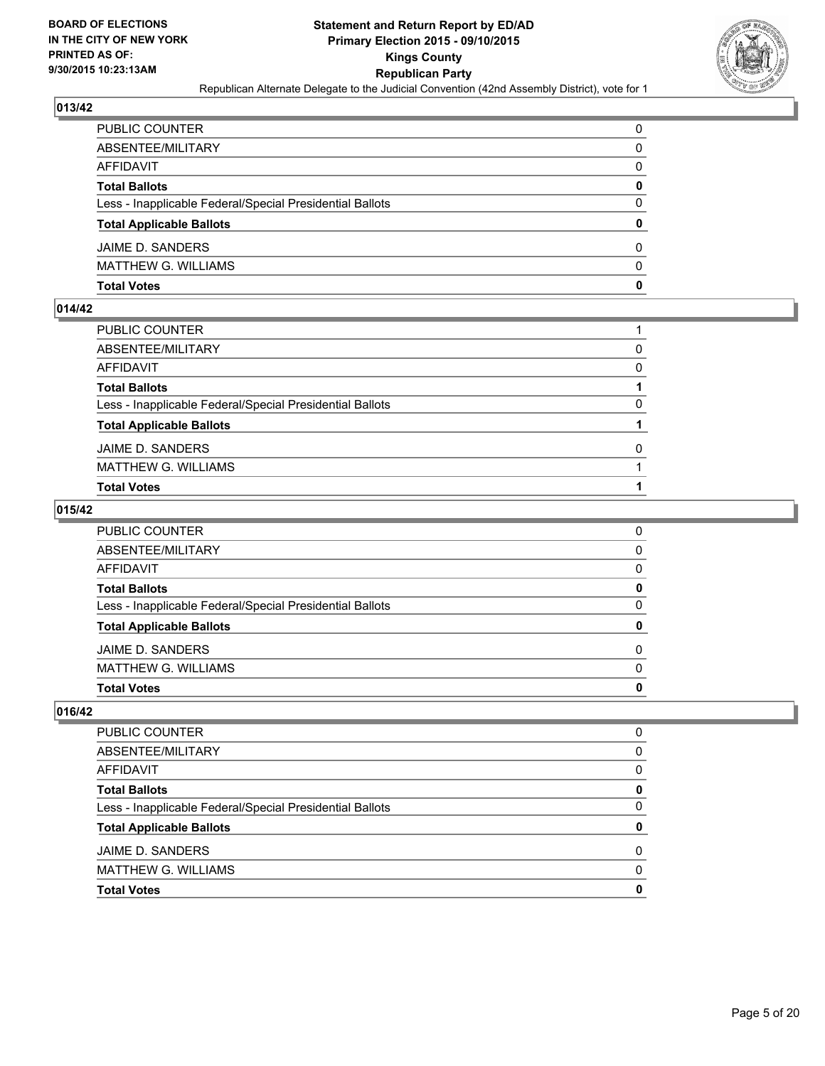**BOARD OF ELECTIONS IN THE CITY OF NEW YORK PRINTED AS OF: 9/30/2015 10:23:13AM**

# Statement and Return Report by ED/AD
## Primary Election 2015 - 09/10/2015
## Kings County
## Republican Party
### Republican Alternate Delegate to the Judicial Convention (42nd Assembly District), vote for 1

**013/42**

| | |
|---|---|
| PUBLIC COUNTER | 0 |
| ABSENTEE/MILITARY | 0 |
| AFFIDAVIT | 0 |
| **Total Ballots** | **0** |
| Less - Inapplicable Federal/Special Presidential Ballots | 0 |
| **Total Applicable Ballots** | **0** |
| JAIME D. SANDERS | 0 |
| MATTHEW G. WILLIAMS | 0 |
| **Total Votes** | **0** |

**014/42**

| | |
|---|---|
| PUBLIC COUNTER | 1 |
| ABSENTEE/MILITARY | 0 |
| AFFIDAVIT | 0 |
| **Total Ballots** | **1** |
| Less - Inapplicable Federal/Special Presidential Ballots | 0 |
| **Total Applicable Ballots** | **1** |
| JAIME D. SANDERS | 0 |
| MATTHEW G. WILLIAMS | 1 |
| **Total Votes** | **1** |

**015/42**

| | |
|---|---|
| PUBLIC COUNTER | 0 |
| ABSENTEE/MILITARY | 0 |
| AFFIDAVIT | 0 |
| **Total Ballots** | **0** |
| Less - Inapplicable Federal/Special Presidential Ballots | 0 |
| **Total Applicable Ballots** | **0** |
| JAIME D. SANDERS | 0 |
| MATTHEW G. WILLIAMS | 0 |
| **Total Votes** | **0** |

**016/42**

| | |
|---|---|
| PUBLIC COUNTER | 0 |
| ABSENTEE/MILITARY | 0 |
| AFFIDAVIT | 0 |
| **Total Ballots** | **0** |
| Less - Inapplicable Federal/Special Presidential Ballots | 0 |
| **Total Applicable Ballots** | **0** |
| JAIME D. SANDERS | 0 |
| MATTHEW G. WILLIAMS | 0 |
| **Total Votes** | **0** |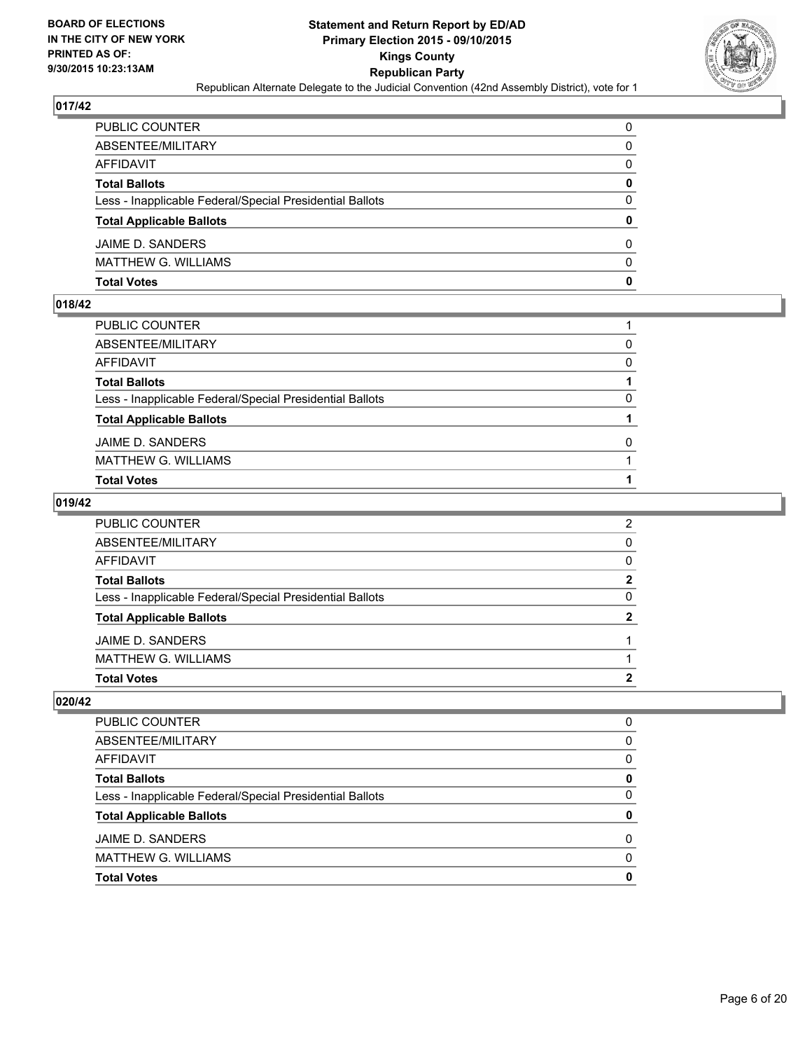## 017/42

| | |
|---|---|
| PUBLIC COUNTER | 0 |
| ABSENTEE/MILITARY | 0 |
| AFFIDAVIT | 0 |
| **Total Ballots** | **0** |
| Less - Inapplicable Federal/Special Presidential Ballots | 0 |
| **Total Applicable Ballots** | **0** |
| JAIME D. SANDERS | 0 |
| MATTHEW G. WILLIAMS | 0 |
| **Total Votes** | **0** |

## 018/42

| | |
|---|---|
| PUBLIC COUNTER | 1 |
| ABSENTEE/MILITARY | 0 |
| AFFIDAVIT | 0 |
| **Total Ballots** | **1** |
| Less - Inapplicable Federal/Special Presidential Ballots | 0 |
| **Total Applicable Ballots** | **1** |
| JAIME D. SANDERS | 0 |
| MATTHEW G. WILLIAMS | 1 |
| **Total Votes** | **1** |

## 019/42

| | |
|---|---|
| PUBLIC COUNTER | 2 |
| ABSENTEE/MILITARY | 0 |
| AFFIDAVIT | 0 |
| **Total Ballots** | **2** |
| Less - Inapplicable Federal/Special Presidential Ballots | 0 |
| **Total Applicable Ballots** | **2** |
| JAIME D. SANDERS | 1 |
| MATTHEW G. WILLIAMS | 1 |
| **Total Votes** | **2** |

## 020/42

| | |
|---|---|
| PUBLIC COUNTER | 0 |
| ABSENTEE/MILITARY | 0 |
| AFFIDAVIT | 0 |
| **Total Ballots** | **0** |
| Less - Inapplicable Federal/Special Presidential Ballots | 0 |
| **Total Applicable Ballots** | **0** |
| JAIME D. SANDERS | 0 |
| MATTHEW G. WILLIAMS | 0 |
| **Total Votes** | **0** |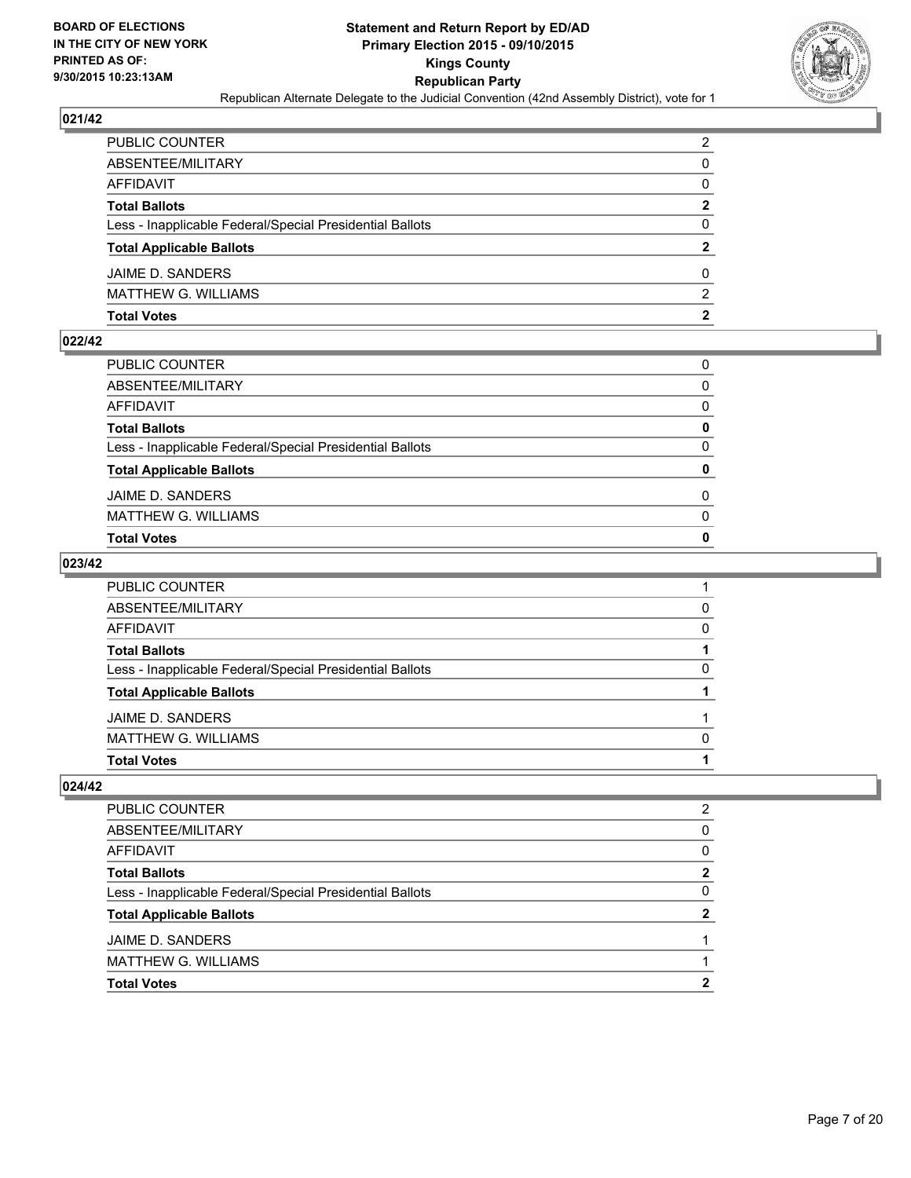## 021/42

| | |
|---|---|
| PUBLIC COUNTER | 2 |
| ABSENTEE/MILITARY | 0 |
| AFFIDAVIT | 0 |
| **Total Ballots** | **2** |
| Less - Inapplicable Federal/Special Presidential Ballots | 0 |
| **Total Applicable Ballots** | **2** |
| JAIME D. SANDERS | 0 |
| MATTHEW G. WILLIAMS | 2 |
| **Total Votes** | **2** |

## 022/42

| | |
|---|---|
| PUBLIC COUNTER | 0 |
| ABSENTEE/MILITARY | 0 |
| AFFIDAVIT | 0 |
| **Total Ballots** | **0** |
| Less - Inapplicable Federal/Special Presidential Ballots | 0 |
| **Total Applicable Ballots** | **0** |
| JAIME D. SANDERS | 0 |
| MATTHEW G. WILLIAMS | 0 |
| **Total Votes** | **0** |

## 023/42

| | |
|---|---|
| PUBLIC COUNTER | 1 |
| ABSENTEE/MILITARY | 0 |
| AFFIDAVIT | 0 |
| **Total Ballots** | **1** |
| Less - Inapplicable Federal/Special Presidential Ballots | 0 |
| **Total Applicable Ballots** | **1** |
| JAIME D. SANDERS | 1 |
| MATTHEW G. WILLIAMS | 0 |
| **Total Votes** | **1** |

## 024/42

| | |
|---|---|
| PUBLIC COUNTER | 2 |
| ABSENTEE/MILITARY | 0 |
| AFFIDAVIT | 0 |
| **Total Ballots** | **2** |
| Less - Inapplicable Federal/Special Presidential Ballots | 0 |
| **Total Applicable Ballots** | **2** |
| JAIME D. SANDERS | 1 |
| MATTHEW G. WILLIAMS | 1 |
| **Total Votes** | **2** |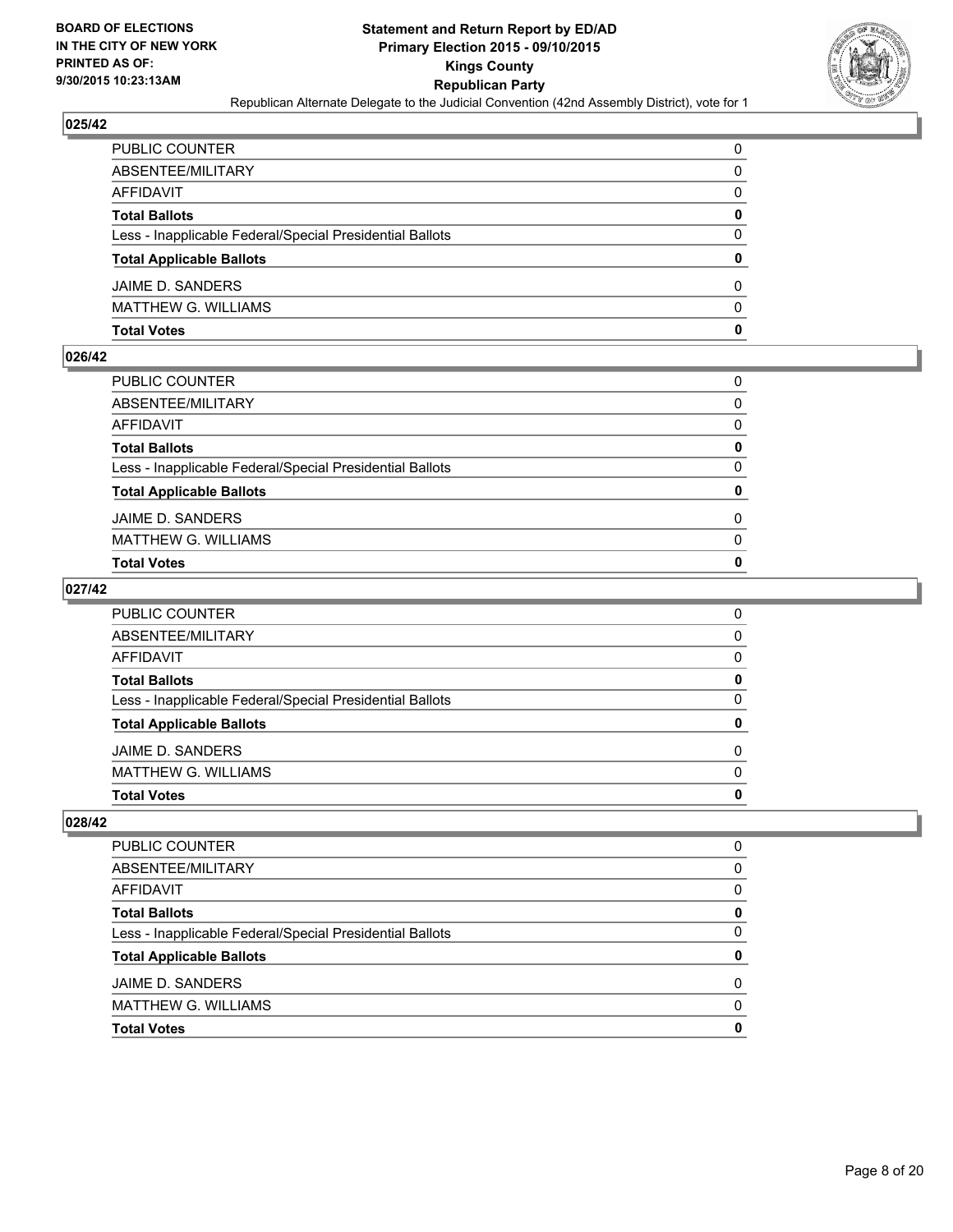**BOARD OF ELECTIONS IN THE CITY OF NEW YORK PRINTED AS OF: 9/30/2015 10:23:13AM**

# Statement and Return Report by ED/AD
## Primary Election 2015 - 09/10/2015
## Kings County
## Republican Party
### Republican Alternate Delegate to the Judicial Convention (42nd Assembly District), vote for 1

### 025/42

| | |
|---|---|
| PUBLIC COUNTER | 0 |
| ABSENTEE/MILITARY | 0 |
| AFFIDAVIT | 0 |
| **Total Ballots** | **0** |
| Less - Inapplicable Federal/Special Presidential Ballots | 0 |
| **Total Applicable Ballots** | **0** |
| JAIME D. SANDERS | 0 |
| MATTHEW G. WILLIAMS | 0 |
| **Total Votes** | **0** |

### 026/42

| | |
|---|---|
| PUBLIC COUNTER | 0 |
| ABSENTEE/MILITARY | 0 |
| AFFIDAVIT | 0 |
| **Total Ballots** | **0** |
| Less - Inapplicable Federal/Special Presidential Ballots | 0 |
| **Total Applicable Ballots** | **0** |
| JAIME D. SANDERS | 0 |
| MATTHEW G. WILLIAMS | 0 |
| **Total Votes** | **0** |

### 027/42

| | |
|---|---|
| PUBLIC COUNTER | 0 |
| ABSENTEE/MILITARY | 0 |
| AFFIDAVIT | 0 |
| **Total Ballots** | **0** |
| Less - Inapplicable Federal/Special Presidential Ballots | 0 |
| **Total Applicable Ballots** | **0** |
| JAIME D. SANDERS | 0 |
| MATTHEW G. WILLIAMS | 0 |
| **Total Votes** | **0** |

### 028/42

| | |
|---|---|
| PUBLIC COUNTER | 0 |
| ABSENTEE/MILITARY | 0 |
| AFFIDAVIT | 0 |
| **Total Ballots** | **0** |
| Less - Inapplicable Federal/Special Presidential Ballots | 0 |
| **Total Applicable Ballots** | **0** |
| JAIME D. SANDERS | 0 |
| MATTHEW G. WILLIAMS | 0 |
| **Total Votes** | **0** |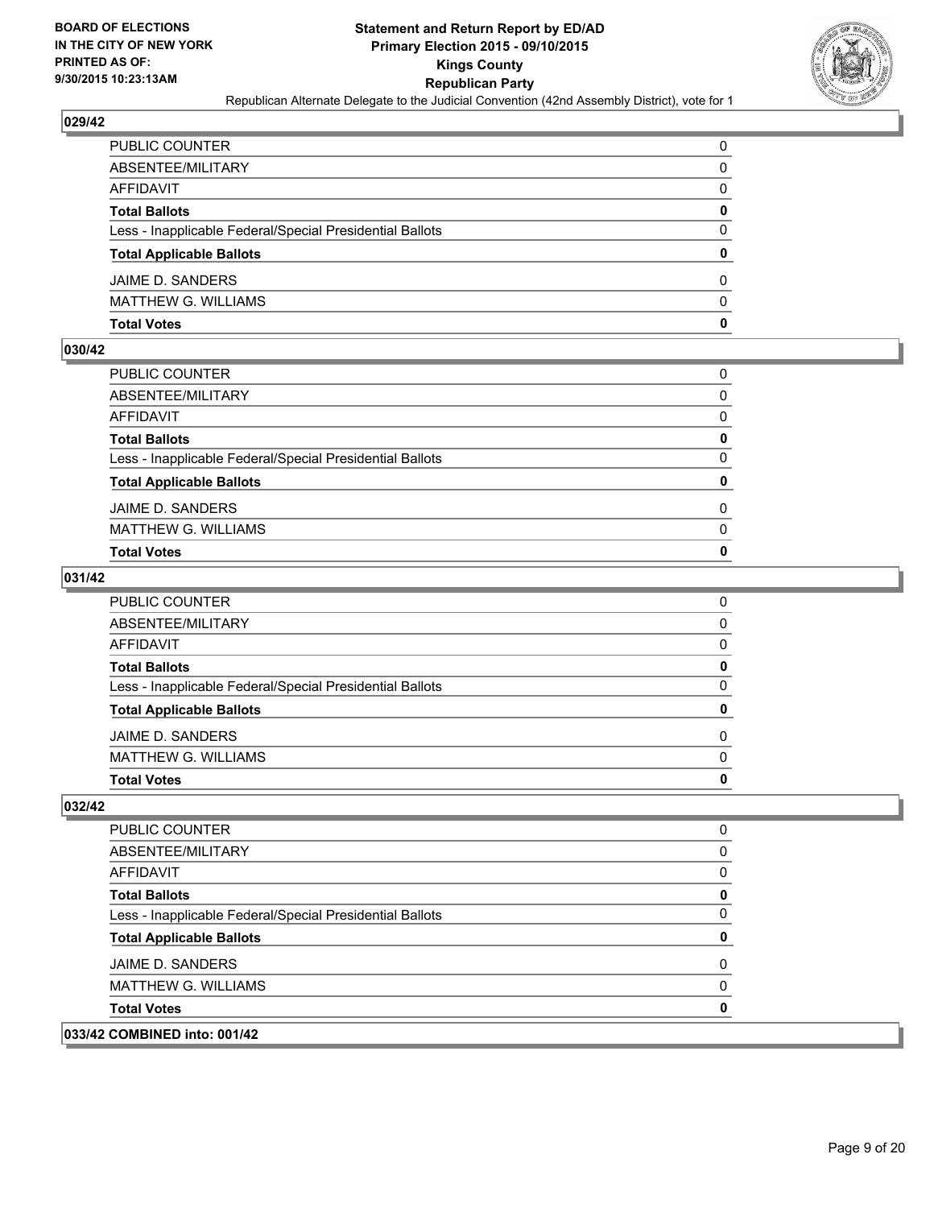## 029/42

| | |
|---|---|
| PUBLIC COUNTER | 0 |
| ABSENTEE/MILITARY | 0 |
| AFFIDAVIT | 0 |
| **Total Ballots** | **0** |
| Less - Inapplicable Federal/Special Presidential Ballots | 0 |
| **Total Applicable Ballots** | **0** |
| JAIME D. SANDERS | 0 |
| MATTHEW G. WILLIAMS | 0 |
| **Total Votes** | **0** |

## 030/42

| | |
|---|---|
| PUBLIC COUNTER | 0 |
| ABSENTEE/MILITARY | 0 |
| AFFIDAVIT | 0 |
| **Total Ballots** | **0** |
| Less - Inapplicable Federal/Special Presidential Ballots | 0 |
| **Total Applicable Ballots** | **0** |
| JAIME D. SANDERS | 0 |
| MATTHEW G. WILLIAMS | 0 |
| **Total Votes** | **0** |

## 031/42

| | |
|---|---|
| PUBLIC COUNTER | 0 |
| ABSENTEE/MILITARY | 0 |
| AFFIDAVIT | 0 |
| **Total Ballots** | **0** |
| Less - Inapplicable Federal/Special Presidential Ballots | 0 |
| **Total Applicable Ballots** | **0** |
| JAIME D. SANDERS | 0 |
| MATTHEW G. WILLIAMS | 0 |
| **Total Votes** | **0** |

## 032/42

| | |
|---|---|
| PUBLIC COUNTER | 0 |
| ABSENTEE/MILITARY | 0 |
| AFFIDAVIT | 0 |
| **Total Ballots** | **0** |
| Less - Inapplicable Federal/Special Presidential Ballots | 0 |
| **Total Applicable Ballots** | **0** |
| JAIME D. SANDERS | 0 |
| MATTHEW G. WILLIAMS | 0 |
| **Total Votes** | **0** |

## 033/42 COMBINED into: 001/42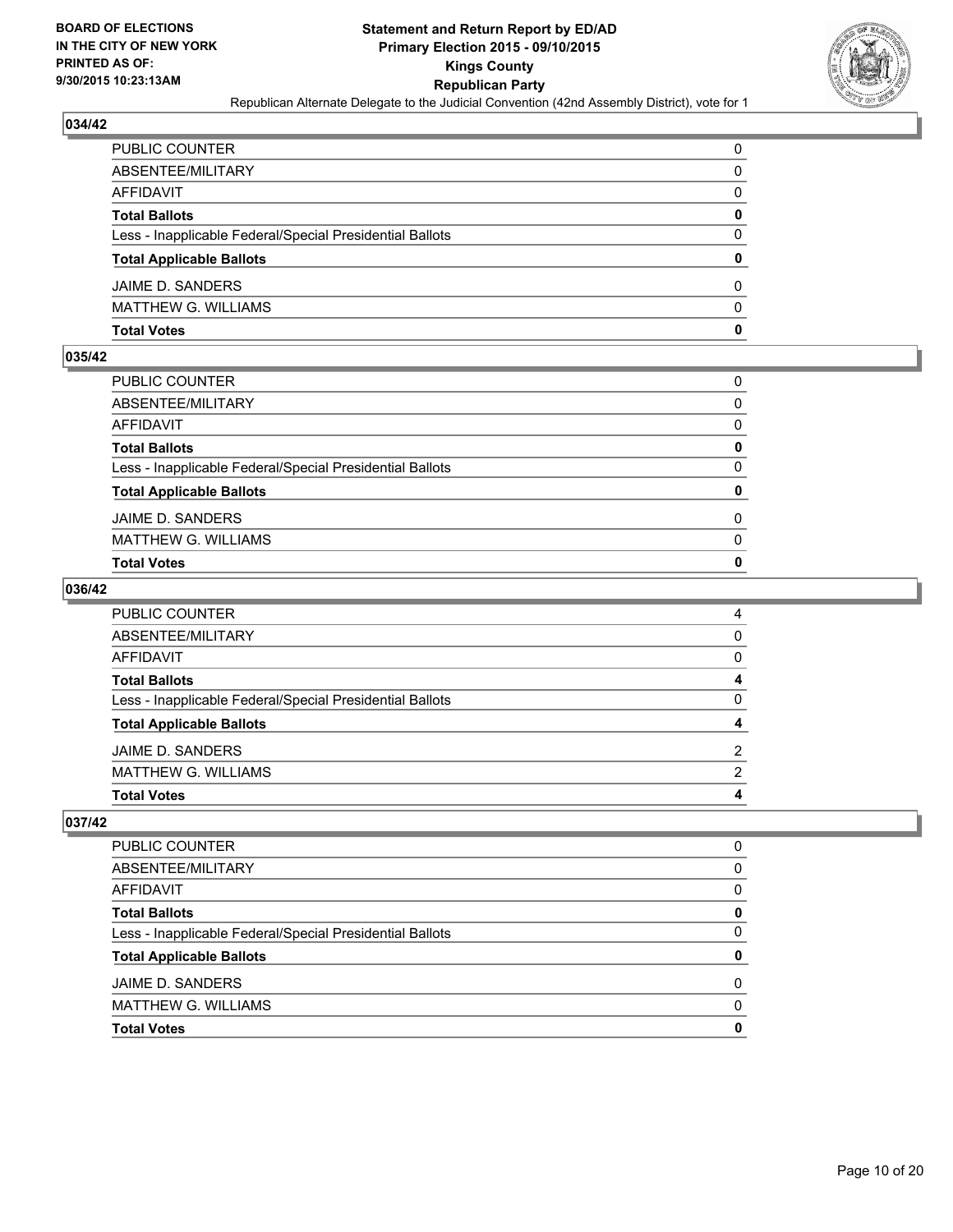**BOARD OF ELECTIONS IN THE CITY OF NEW YORK PRINTED AS OF: 9/30/2015 10:23:13AM**

# Statement and Return Report by ED/AD
## Primary Election 2015 - 09/10/2015
## Kings County
## Republican Party

Republican Alternate Delegate to the Judicial Convention (42nd Assembly District), vote for 1

### 034/42

| | |
|---|---|
| PUBLIC COUNTER | 0 |
| ABSENTEE/MILITARY | 0 |
| AFFIDAVIT | 0 |
| **Total Ballots** | **0** |
| Less - Inapplicable Federal/Special Presidential Ballots | 0 |
| **Total Applicable Ballots** | **0** |
| JAIME D. SANDERS | 0 |
| MATTHEW G. WILLIAMS | 0 |
| **Total Votes** | **0** |

### 035/42

| | |
|---|---|
| PUBLIC COUNTER | 0 |
| ABSENTEE/MILITARY | 0 |
| AFFIDAVIT | 0 |
| **Total Ballots** | **0** |
| Less - Inapplicable Federal/Special Presidential Ballots | 0 |
| **Total Applicable Ballots** | **0** |
| JAIME D. SANDERS | 0 |
| MATTHEW G. WILLIAMS | 0 |
| **Total Votes** | **0** |

### 036/42

| | |
|---|---|
| PUBLIC COUNTER | 4 |
| ABSENTEE/MILITARY | 0 |
| AFFIDAVIT | 0 |
| **Total Ballots** | **4** |
| Less - Inapplicable Federal/Special Presidential Ballots | 0 |
| **Total Applicable Ballots** | **4** |
| JAIME D. SANDERS | 2 |
| MATTHEW G. WILLIAMS | 2 |
| **Total Votes** | **4** |

### 037/42

| | |
|---|---|
| PUBLIC COUNTER | 0 |
| ABSENTEE/MILITARY | 0 |
| AFFIDAVIT | 0 |
| **Total Ballots** | **0** |
| Less - Inapplicable Federal/Special Presidential Ballots | 0 |
| **Total Applicable Ballots** | **0** |
| JAIME D. SANDERS | 0 |
| MATTHEW G. WILLIAMS | 0 |
| **Total Votes** | **0** |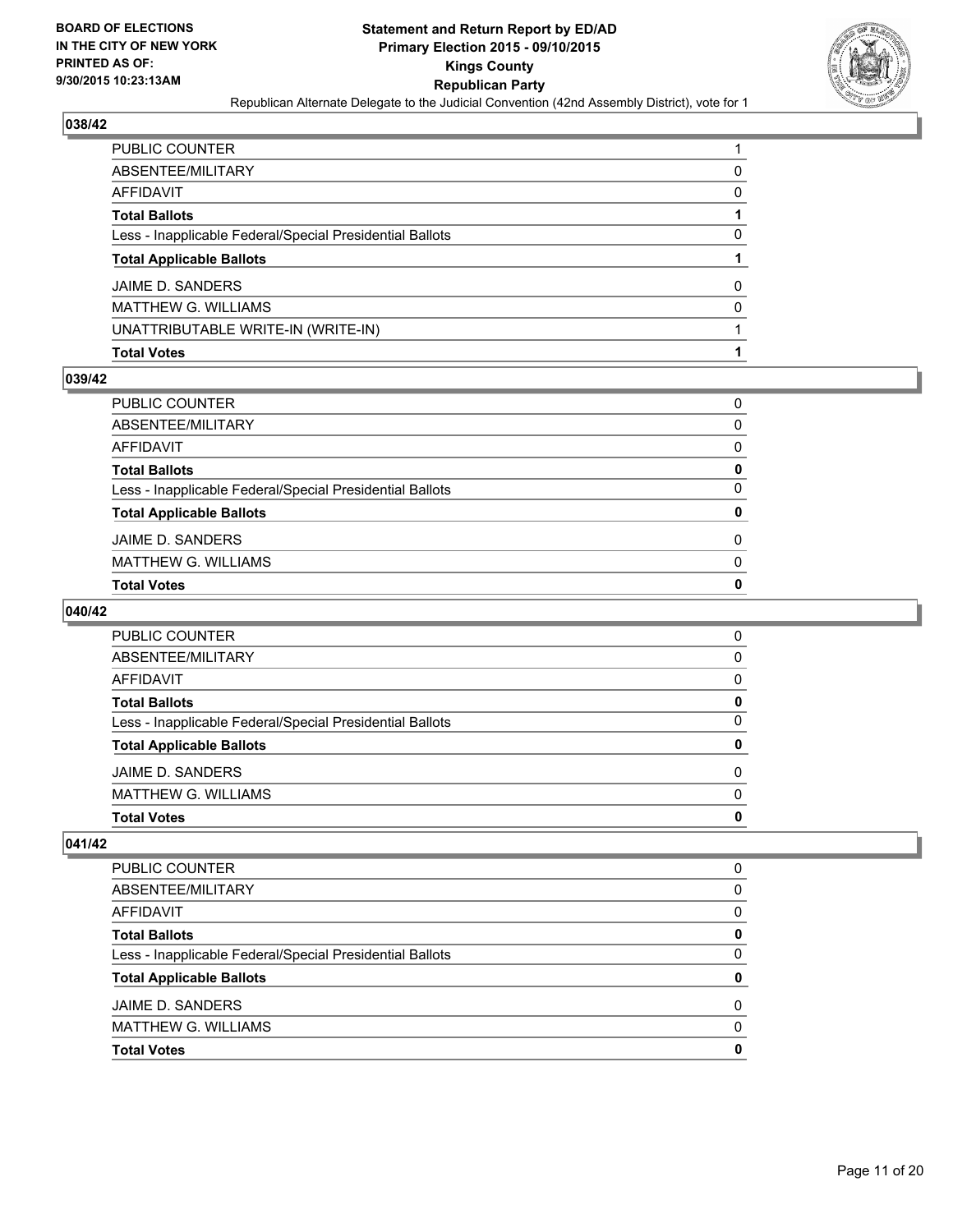**BOARD OF ELECTIONS IN THE CITY OF NEW YORK PRINTED AS OF: 9/30/2015 10:23:13AM**

**Statement and Return Report by ED/AD**
**Primary Election 2015 - 09/10/2015**
**Kings County**
**Republican Party**
Republican Alternate Delegate to the Judicial Convention (42nd Assembly District), vote for 1

### 038/42

| | |
|---|---|
| PUBLIC COUNTER | 1 |
| ABSENTEE/MILITARY | 0 |
| AFFIDAVIT | 0 |
| **Total Ballots** | **1** |
| Less - Inapplicable Federal/Special Presidential Ballots | 0 |
| **Total Applicable Ballots** | **1** |
| JAIME D. SANDERS | 0 |
| MATTHEW G. WILLIAMS | 0 |
| UNATTRIBUTABLE WRITE-IN (WRITE-IN) | 1 |
| **Total Votes** | **1** |

### 039/42

| | |
|---|---|
| PUBLIC COUNTER | 0 |
| ABSENTEE/MILITARY | 0 |
| AFFIDAVIT | 0 |
| **Total Ballots** | **0** |
| Less - Inapplicable Federal/Special Presidential Ballots | 0 |
| **Total Applicable Ballots** | **0** |
| JAIME D. SANDERS | 0 |
| MATTHEW G. WILLIAMS | 0 |
| **Total Votes** | **0** |

### 040/42

| | |
|---|---|
| PUBLIC COUNTER | 0 |
| ABSENTEE/MILITARY | 0 |
| AFFIDAVIT | 0 |
| **Total Ballots** | **0** |
| Less - Inapplicable Federal/Special Presidential Ballots | 0 |
| **Total Applicable Ballots** | **0** |
| JAIME D. SANDERS | 0 |
| MATTHEW G. WILLIAMS | 0 |
| **Total Votes** | **0** |

### 041/42

| | |
|---|---|
| PUBLIC COUNTER | 0 |
| ABSENTEE/MILITARY | 0 |
| AFFIDAVIT | 0 |
| **Total Ballots** | **0** |
| Less - Inapplicable Federal/Special Presidential Ballots | 0 |
| **Total Applicable Ballots** | **0** |
| JAIME D. SANDERS | 0 |
| MATTHEW G. WILLIAMS | 0 |
| **Total Votes** | **0** |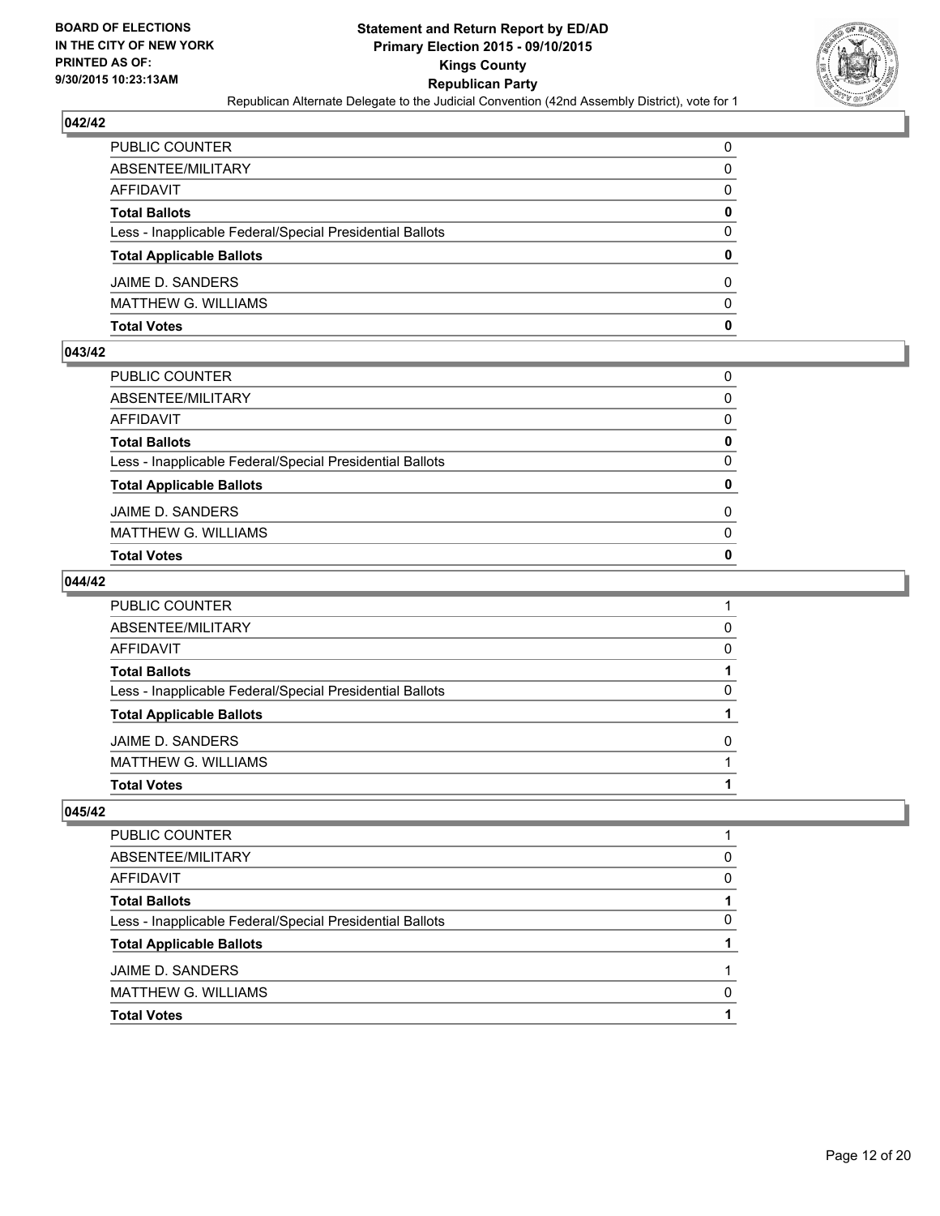## 042/42

| | |
|---|---|
| PUBLIC COUNTER | 0 |
| ABSENTEE/MILITARY | 0 |
| AFFIDAVIT | 0 |
| **Total Ballots** | **0** |
| Less - Inapplicable Federal/Special Presidential Ballots | 0 |
| **Total Applicable Ballots** | **0** |
| JAIME D. SANDERS | 0 |
| MATTHEW G. WILLIAMS | 0 |
| **Total Votes** | **0** |

## 043/42

| | |
|---|---|
| PUBLIC COUNTER | 0 |
| ABSENTEE/MILITARY | 0 |
| AFFIDAVIT | 0 |
| **Total Ballots** | **0** |
| Less - Inapplicable Federal/Special Presidential Ballots | 0 |
| **Total Applicable Ballots** | **0** |
| JAIME D. SANDERS | 0 |
| MATTHEW G. WILLIAMS | 0 |
| **Total Votes** | **0** |

## 044/42

| | |
|---|---|
| PUBLIC COUNTER | 1 |
| ABSENTEE/MILITARY | 0 |
| AFFIDAVIT | 0 |
| **Total Ballots** | **1** |
| Less - Inapplicable Federal/Special Presidential Ballots | 0 |
| **Total Applicable Ballots** | **1** |
| JAIME D. SANDERS | 0 |
| MATTHEW G. WILLIAMS | 1 |
| **Total Votes** | **1** |

## 045/42

| | |
|---|---|
| PUBLIC COUNTER | 1 |
| ABSENTEE/MILITARY | 0 |
| AFFIDAVIT | 0 |
| **Total Ballots** | **1** |
| Less - Inapplicable Federal/Special Presidential Ballots | 0 |
| **Total Applicable Ballots** | **1** |
| JAIME D. SANDERS | 1 |
| MATTHEW G. WILLIAMS | 0 |
| **Total Votes** | **1** |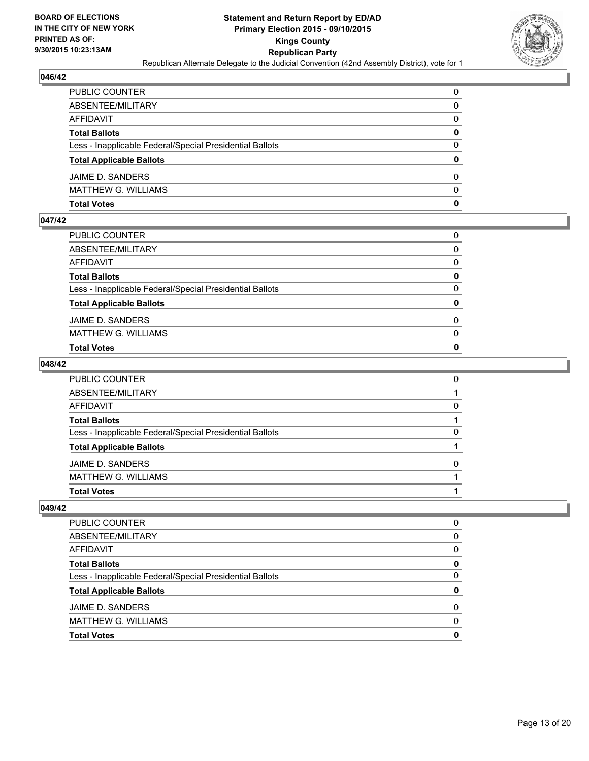**BOARD OF ELECTIONS IN THE CITY OF NEW YORK PRINTED AS OF: 9/30/2015 10:23:13AM**

**Statement and Return Report by ED/AD Primary Election 2015 - 09/10/2015 Kings County Republican Party**

Republican Alternate Delegate to the Judicial Convention (42nd Assembly District), vote for 1

### 046/42

| | |
|---|---|
| PUBLIC COUNTER | 0 |
| ABSENTEE/MILITARY | 0 |
| AFFIDAVIT | 0 |
| **Total Ballots** | **0** |
| Less - Inapplicable Federal/Special Presidential Ballots | 0 |
| **Total Applicable Ballots** | **0** |
| JAIME D. SANDERS | 0 |
| MATTHEW G. WILLIAMS | 0 |
| **Total Votes** | **0** |

### 047/42

| | |
|---|---|
| PUBLIC COUNTER | 0 |
| ABSENTEE/MILITARY | 0 |
| AFFIDAVIT | 0 |
| **Total Ballots** | **0** |
| Less - Inapplicable Federal/Special Presidential Ballots | 0 |
| **Total Applicable Ballots** | **0** |
| JAIME D. SANDERS | 0 |
| MATTHEW G. WILLIAMS | 0 |
| **Total Votes** | **0** |

### 048/42

| | |
|---|---|
| PUBLIC COUNTER | 0 |
| ABSENTEE/MILITARY | 1 |
| AFFIDAVIT | 0 |
| **Total Ballots** | **1** |
| Less - Inapplicable Federal/Special Presidential Ballots | 0 |
| **Total Applicable Ballots** | **1** |
| JAIME D. SANDERS | 0 |
| MATTHEW G. WILLIAMS | 1 |
| **Total Votes** | **1** |

### 049/42

| | |
|---|---|
| PUBLIC COUNTER | 0 |
| ABSENTEE/MILITARY | 0 |
| AFFIDAVIT | 0 |
| **Total Ballots** | **0** |
| Less - Inapplicable Federal/Special Presidential Ballots | 0 |
| **Total Applicable Ballots** | **0** |
| JAIME D. SANDERS | 0 |
| MATTHEW G. WILLIAMS | 0 |
| **Total Votes** | **0** |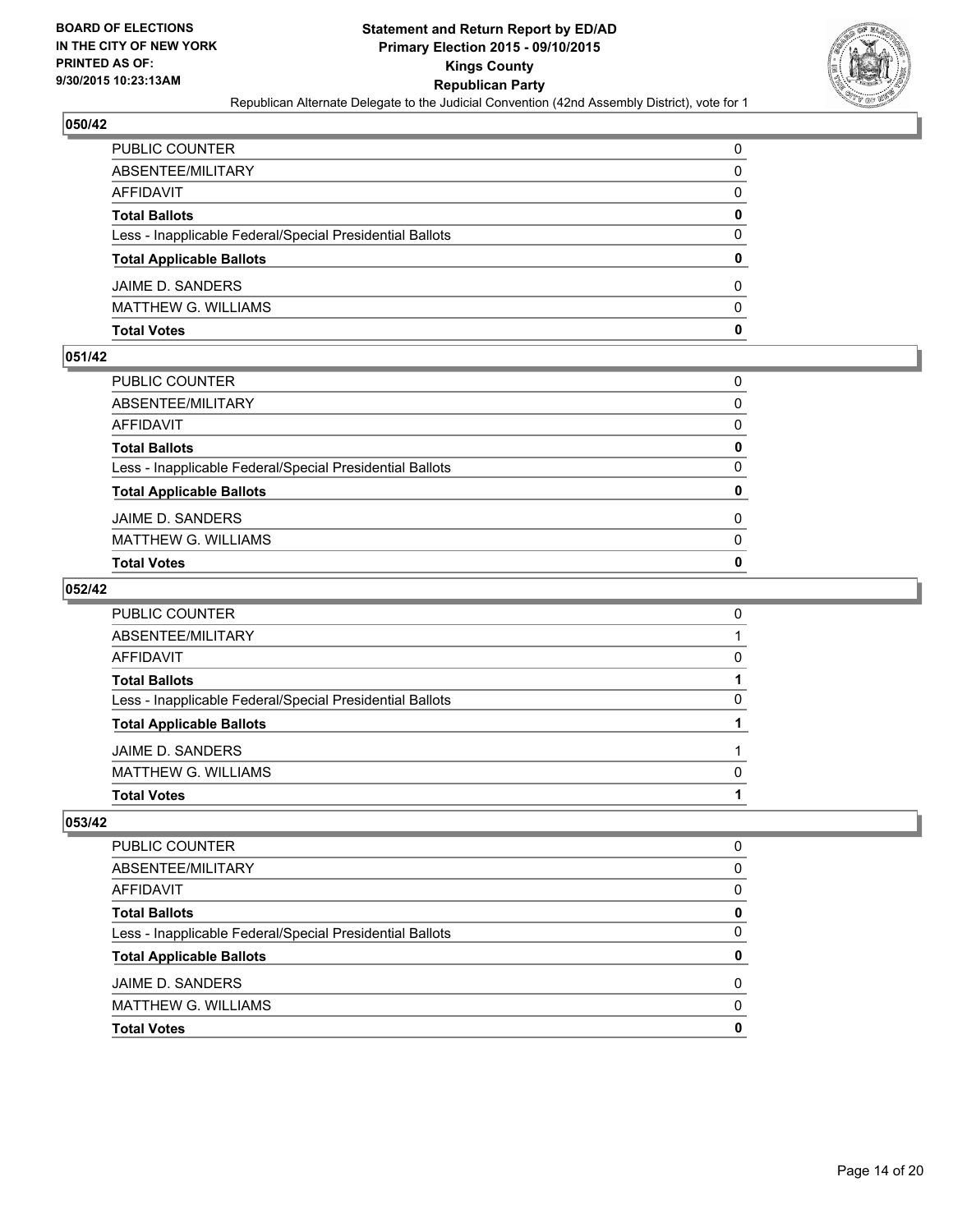## 050/42

| | |
|---|---|
| PUBLIC COUNTER | 0 |
| ABSENTEE/MILITARY | 0 |
| AFFIDAVIT | 0 |
| **Total Ballots** | **0** |
| Less - Inapplicable Federal/Special Presidential Ballots | 0 |
| **Total Applicable Ballots** | **0** |
| JAIME D. SANDERS | 0 |
| MATTHEW G. WILLIAMS | 0 |
| **Total Votes** | **0** |

## 051/42

| | |
|---|---|
| PUBLIC COUNTER | 0 |
| ABSENTEE/MILITARY | 0 |
| AFFIDAVIT | 0 |
| **Total Ballots** | **0** |
| Less - Inapplicable Federal/Special Presidential Ballots | 0 |
| **Total Applicable Ballots** | **0** |
| JAIME D. SANDERS | 0 |
| MATTHEW G. WILLIAMS | 0 |
| **Total Votes** | **0** |

## 052/42

| | |
|---|---|
| PUBLIC COUNTER | 0 |
| ABSENTEE/MILITARY | 1 |
| AFFIDAVIT | 0 |
| **Total Ballots** | **1** |
| Less - Inapplicable Federal/Special Presidential Ballots | 0 |
| **Total Applicable Ballots** | **1** |
| JAIME D. SANDERS | 1 |
| MATTHEW G. WILLIAMS | 0 |
| **Total Votes** | **1** |

## 053/42

| | |
|---|---|
| PUBLIC COUNTER | 0 |
| ABSENTEE/MILITARY | 0 |
| AFFIDAVIT | 0 |
| **Total Ballots** | **0** |
| Less - Inapplicable Federal/Special Presidential Ballots | 0 |
| **Total Applicable Ballots** | **0** |
| JAIME D. SANDERS | 0 |
| MATTHEW G. WILLIAMS | 0 |
| **Total Votes** | **0** |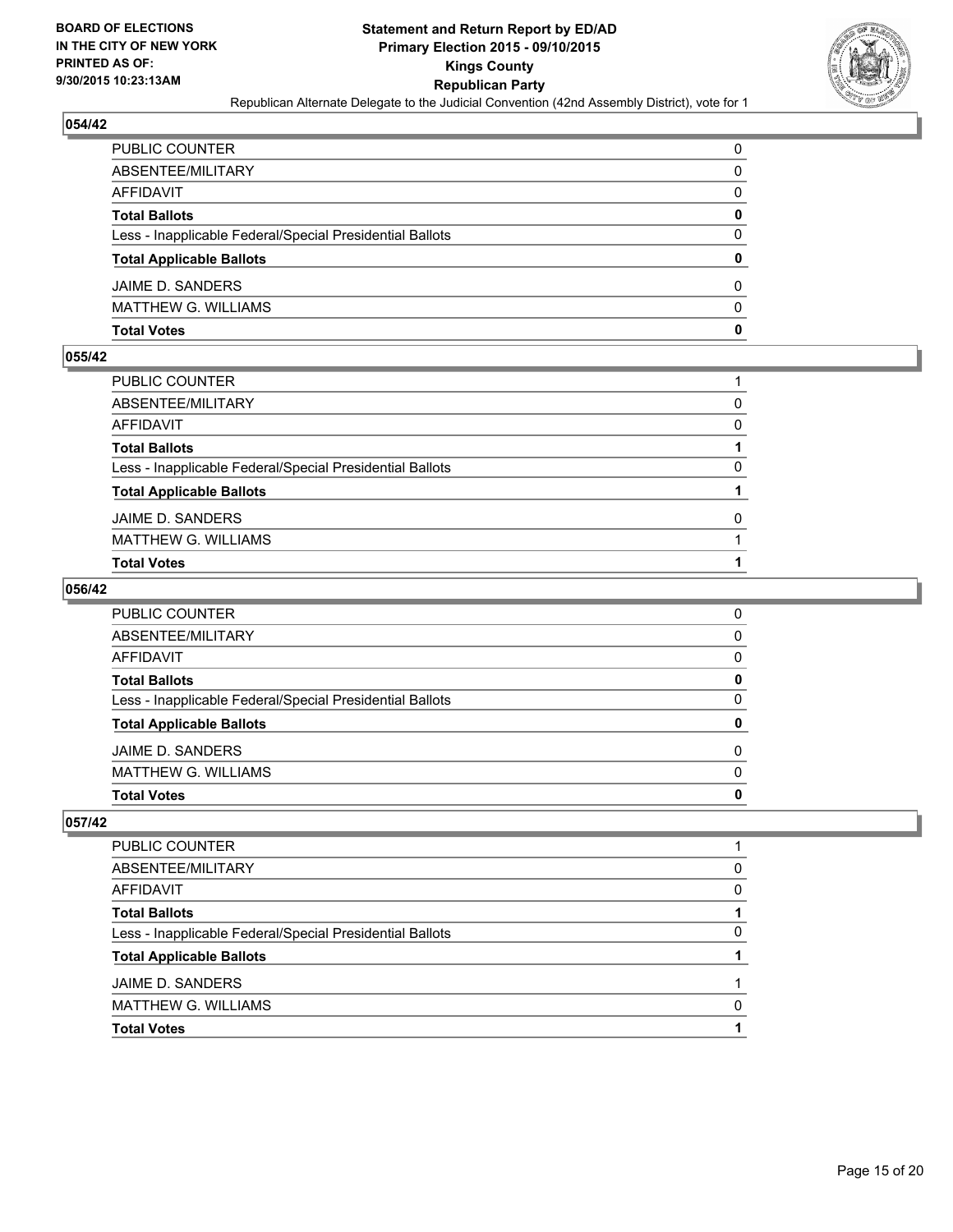**Statement and Return Report by ED/AD**
**Primary Election 2015 - 09/10/2015**
**Kings County**
**Republican Party**
Republican Alternate Delegate to the Judicial Convention (42nd Assembly District), vote for 1

BOARD OF ELECTIONS
IN THE CITY OF NEW YORK
PRINTED AS OF:
9/30/2015 10:23:13AM

### 054/42

| | |
|---|---|
| PUBLIC COUNTER | 0 |
| ABSENTEE/MILITARY | 0 |
| AFFIDAVIT | 0 |
| **Total Ballots** | **0** |
| Less - Inapplicable Federal/Special Presidential Ballots | 0 |
| **Total Applicable Ballots** | **0** |
| JAIME D. SANDERS | 0 |
| MATTHEW G. WILLIAMS | 0 |
| **Total Votes** | **0** |

### 055/42

| | |
|---|---|
| PUBLIC COUNTER | 1 |
| ABSENTEE/MILITARY | 0 |
| AFFIDAVIT | 0 |
| **Total Ballots** | **1** |
| Less - Inapplicable Federal/Special Presidential Ballots | 0 |
| **Total Applicable Ballots** | **1** |
| JAIME D. SANDERS | 0 |
| MATTHEW G. WILLIAMS | 1 |
| **Total Votes** | **1** |

### 056/42

| | |
|---|---|
| PUBLIC COUNTER | 0 |
| ABSENTEE/MILITARY | 0 |
| AFFIDAVIT | 0 |
| **Total Ballots** | **0** |
| Less - Inapplicable Federal/Special Presidential Ballots | 0 |
| **Total Applicable Ballots** | **0** |
| JAIME D. SANDERS | 0 |
| MATTHEW G. WILLIAMS | 0 |
| **Total Votes** | **0** |

### 057/42

| | |
|---|---|
| PUBLIC COUNTER | 1 |
| ABSENTEE/MILITARY | 0 |
| AFFIDAVIT | 0 |
| **Total Ballots** | **1** |
| Less - Inapplicable Federal/Special Presidential Ballots | 0 |
| **Total Applicable Ballots** | **1** |
| JAIME D. SANDERS | 1 |
| MATTHEW G. WILLIAMS | 0 |
| **Total Votes** | **1** |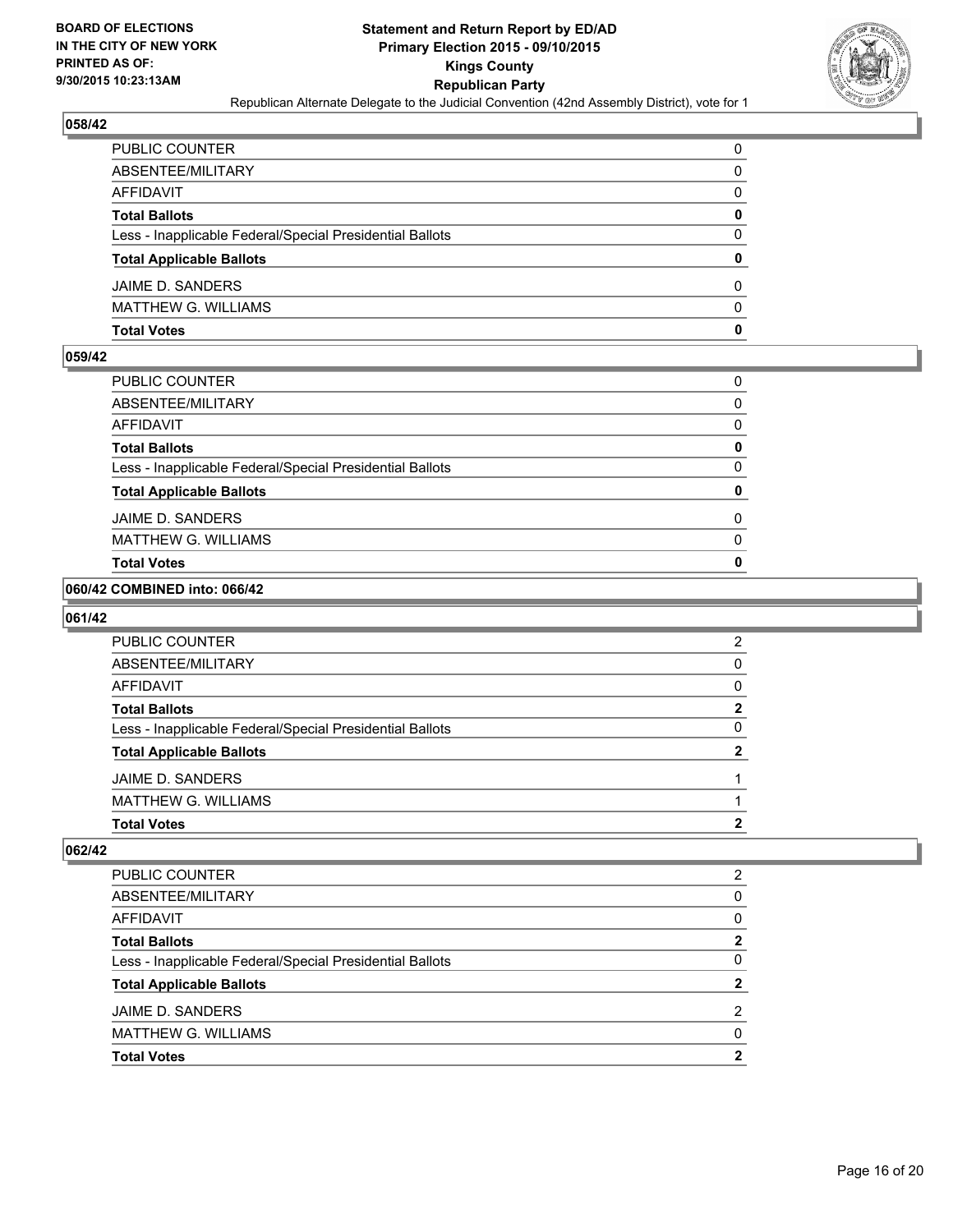## 058/42

| | |
|---|---|
| PUBLIC COUNTER | 0 |
| ABSENTEE/MILITARY | 0 |
| AFFIDAVIT | 0 |
| **Total Ballots** | **0** |
| Less - Inapplicable Federal/Special Presidential Ballots | 0 |
| **Total Applicable Ballots** | **0** |
| JAIME D. SANDERS | 0 |
| MATTHEW G. WILLIAMS | 0 |
| **Total Votes** | **0** |

## 059/42

| | |
|---|---|
| PUBLIC COUNTER | 0 |
| ABSENTEE/MILITARY | 0 |
| AFFIDAVIT | 0 |
| **Total Ballots** | **0** |
| Less - Inapplicable Federal/Special Presidential Ballots | 0 |
| **Total Applicable Ballots** | **0** |
| JAIME D. SANDERS | 0 |
| MATTHEW G. WILLIAMS | 0 |
| **Total Votes** | **0** |

## 060/42 COMBINED into: 066/42

## 061/42

| | |
|---|---|
| PUBLIC COUNTER | 2 |
| ABSENTEE/MILITARY | 0 |
| AFFIDAVIT | 0 |
| **Total Ballots** | **2** |
| Less - Inapplicable Federal/Special Presidential Ballots | 0 |
| **Total Applicable Ballots** | **2** |
| JAIME D. SANDERS | 1 |
| MATTHEW G. WILLIAMS | 1 |
| **Total Votes** | **2** |

## 062/42

| | |
|---|---|
| PUBLIC COUNTER | 2 |
| ABSENTEE/MILITARY | 0 |
| AFFIDAVIT | 0 |
| **Total Ballots** | **2** |
| Less - Inapplicable Federal/Special Presidential Ballots | 0 |
| **Total Applicable Ballots** | **2** |
| JAIME D. SANDERS | 2 |
| MATTHEW G. WILLIAMS | 0 |
| **Total Votes** | **2** |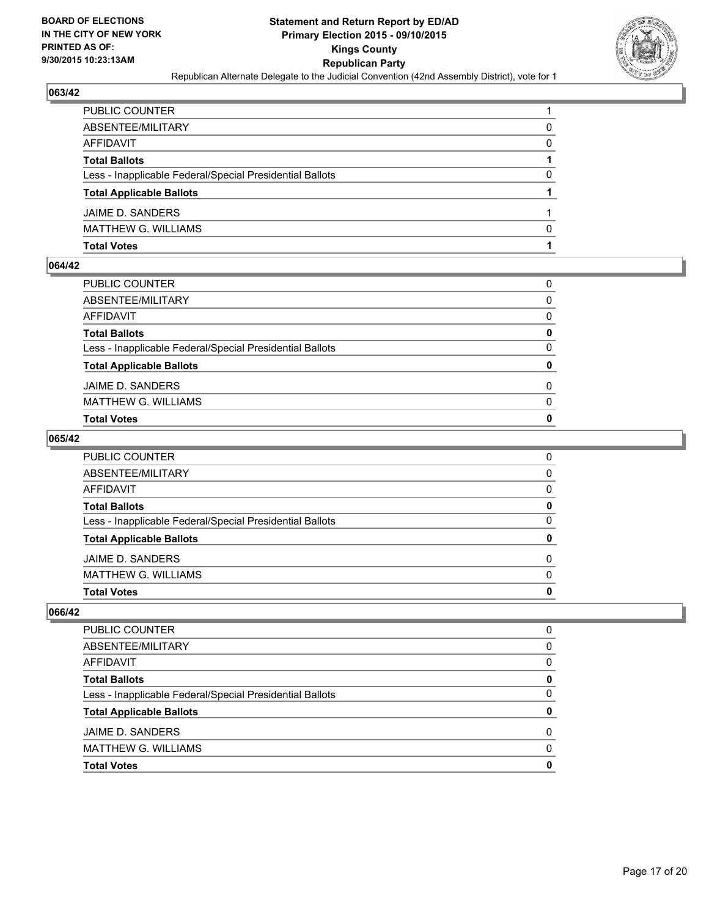**BOARD OF ELECTIONS IN THE CITY OF NEW YORK PRINTED AS OF: 9/30/2015 10:23:13AM**

# Statement and Return Report by ED/AD
## Primary Election 2015 - 09/10/2015
## Kings County
## Republican Party

Republican Alternate Delegate to the Judicial Convention (42nd Assembly District), vote for 1

### 063/42

| | |
|---|---|
| PUBLIC COUNTER | 1 |
| ABSENTEE/MILITARY | 0 |
| AFFIDAVIT | 0 |
| **Total Ballots** | **1** |
| Less - Inapplicable Federal/Special Presidential Ballots | 0 |
| **Total Applicable Ballots** | **1** |
| JAIME D. SANDERS | 1 |
| MATTHEW G. WILLIAMS | 0 |
| **Total Votes** | **1** |

### 064/42

| | |
|---|---|
| PUBLIC COUNTER | 0 |
| ABSENTEE/MILITARY | 0 |
| AFFIDAVIT | 0 |
| **Total Ballots** | **0** |
| Less - Inapplicable Federal/Special Presidential Ballots | 0 |
| **Total Applicable Ballots** | **0** |
| JAIME D. SANDERS | 0 |
| MATTHEW G. WILLIAMS | 0 |
| **Total Votes** | **0** |

### 065/42

| | |
|---|---|
| PUBLIC COUNTER | 0 |
| ABSENTEE/MILITARY | 0 |
| AFFIDAVIT | 0 |
| **Total Ballots** | **0** |
| Less - Inapplicable Federal/Special Presidential Ballots | 0 |
| **Total Applicable Ballots** | **0** |
| JAIME D. SANDERS | 0 |
| MATTHEW G. WILLIAMS | 0 |
| **Total Votes** | **0** |

### 066/42

| | |
|---|---|
| PUBLIC COUNTER | 0 |
| ABSENTEE/MILITARY | 0 |
| AFFIDAVIT | 0 |
| **Total Ballots** | **0** |
| Less - Inapplicable Federal/Special Presidential Ballots | 0 |
| **Total Applicable Ballots** | **0** |
| JAIME D. SANDERS | 0 |
| MATTHEW G. WILLIAMS | 0 |
| **Total Votes** | **0** |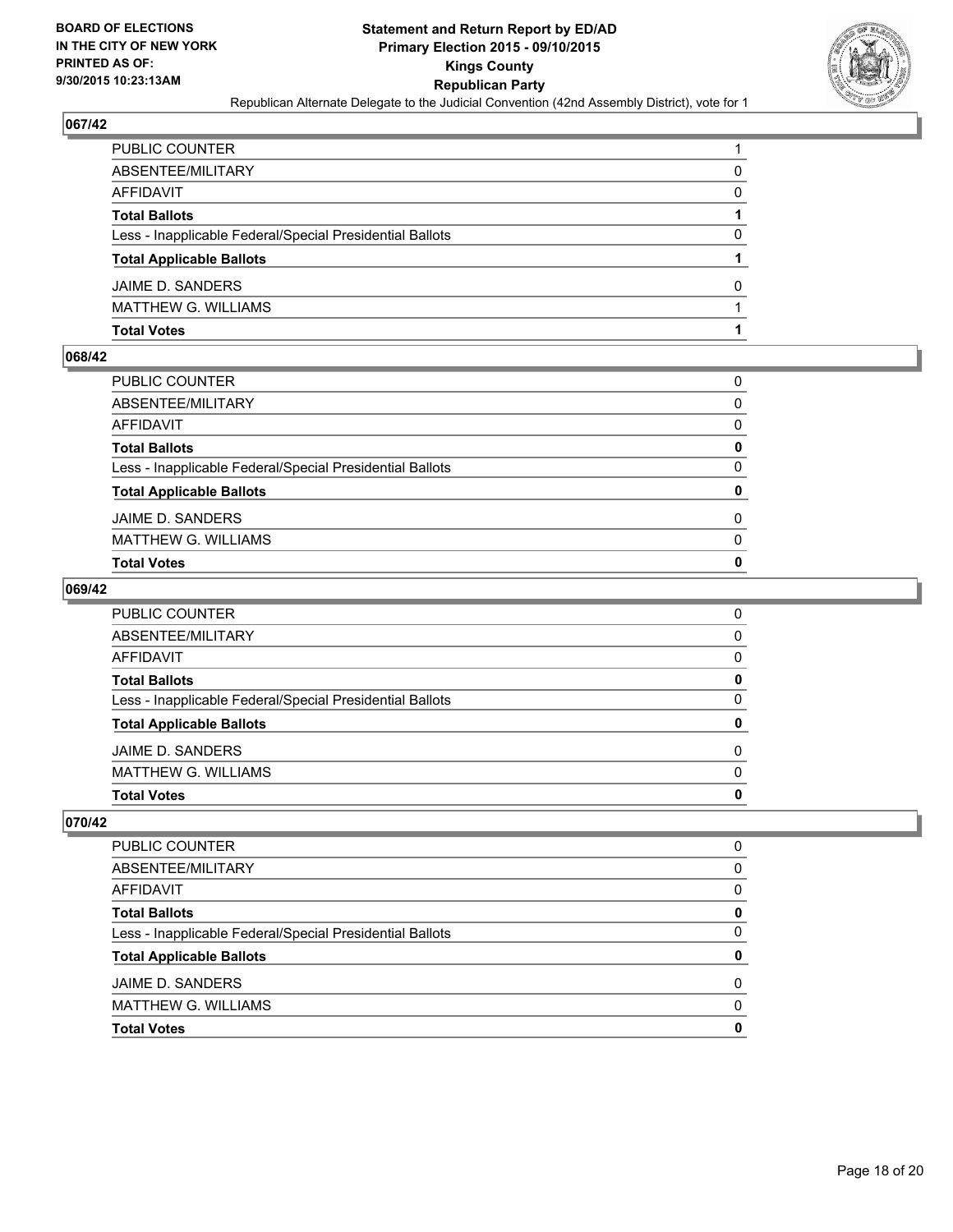BOARD OF ELECTIONS
IN THE CITY OF NEW YORK
PRINTED AS OF:
9/30/2015 10:23:13AM

**Statement and Return Report by ED/AD**
**Primary Election 2015 - 09/10/2015**
**Kings County**
**Republican Party**
Republican Alternate Delegate to the Judicial Convention (42nd Assembly District), vote for 1

### 067/42

| | |
|---|---|
| PUBLIC COUNTER | 1 |
| ABSENTEE/MILITARY | 0 |
| AFFIDAVIT | 0 |
| **Total Ballots** | **1** |
| Less - Inapplicable Federal/Special Presidential Ballots | 0 |
| **Total Applicable Ballots** | **1** |
| JAIME D. SANDERS | 0 |
| MATTHEW G. WILLIAMS | 1 |
| **Total Votes** | **1** |

### 068/42

| | |
|---|---|
| PUBLIC COUNTER | 0 |
| ABSENTEE/MILITARY | 0 |
| AFFIDAVIT | 0 |
| **Total Ballots** | **0** |
| Less - Inapplicable Federal/Special Presidential Ballots | 0 |
| **Total Applicable Ballots** | **0** |
| JAIME D. SANDERS | 0 |
| MATTHEW G. WILLIAMS | 0 |
| **Total Votes** | **0** |

### 069/42

| | |
|---|---|
| PUBLIC COUNTER | 0 |
| ABSENTEE/MILITARY | 0 |
| AFFIDAVIT | 0 |
| **Total Ballots** | **0** |
| Less - Inapplicable Federal/Special Presidential Ballots | 0 |
| **Total Applicable Ballots** | **0** |
| JAIME D. SANDERS | 0 |
| MATTHEW G. WILLIAMS | 0 |
| **Total Votes** | **0** |

### 070/42

| | |
|---|---|
| PUBLIC COUNTER | 0 |
| ABSENTEE/MILITARY | 0 |
| AFFIDAVIT | 0 |
| **Total Ballots** | **0** |
| Less - Inapplicable Federal/Special Presidential Ballots | 0 |
| **Total Applicable Ballots** | **0** |
| JAIME D. SANDERS | 0 |
| MATTHEW G. WILLIAMS | 0 |
| **Total Votes** | **0** |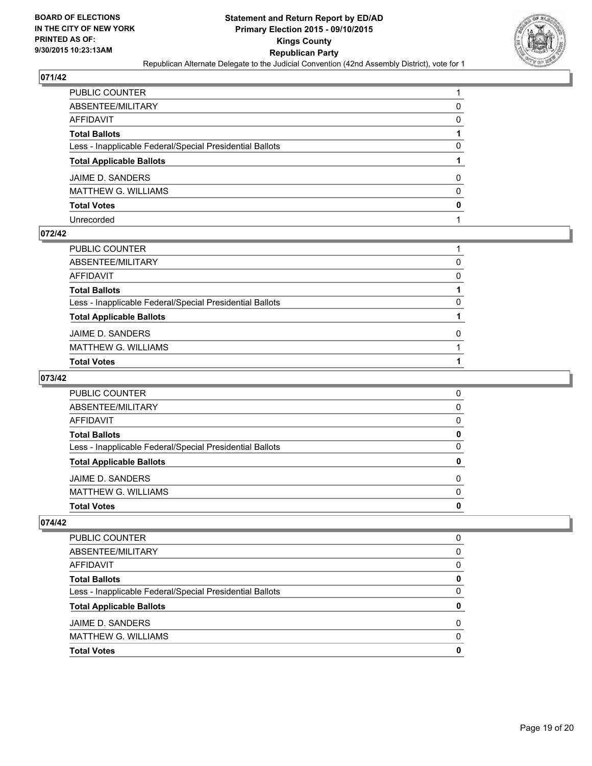## 071/42

| | |
|---|---|
| PUBLIC COUNTER | 1 |
| ABSENTEE/MILITARY | 0 |
| AFFIDAVIT | 0 |
| **Total Ballots** | **1** |
| Less - Inapplicable Federal/Special Presidential Ballots | 0 |
| **Total Applicable Ballots** | **1** |
| JAIME D. SANDERS | 0 |
| MATTHEW G. WILLIAMS | 0 |
| **Total Votes** | **0** |
| Unrecorded | 1 |

## 072/42

| | |
|---|---|
| PUBLIC COUNTER | 1 |
| ABSENTEE/MILITARY | 0 |
| AFFIDAVIT | 0 |
| **Total Ballots** | **1** |
| Less - Inapplicable Federal/Special Presidential Ballots | 0 |
| **Total Applicable Ballots** | **1** |
| JAIME D. SANDERS | 0 |
| MATTHEW G. WILLIAMS | 1 |
| **Total Votes** | **1** |

## 073/42

| | |
|---|---|
| PUBLIC COUNTER | 0 |
| ABSENTEE/MILITARY | 0 |
| AFFIDAVIT | 0 |
| **Total Ballots** | **0** |
| Less - Inapplicable Federal/Special Presidential Ballots | 0 |
| **Total Applicable Ballots** | **0** |
| JAIME D. SANDERS | 0 |
| MATTHEW G. WILLIAMS | 0 |
| **Total Votes** | **0** |

## 074/42

| | |
|---|---|
| PUBLIC COUNTER | 0 |
| ABSENTEE/MILITARY | 0 |
| AFFIDAVIT | 0 |
| **Total Ballots** | **0** |
| Less - Inapplicable Federal/Special Presidential Ballots | 0 |
| **Total Applicable Ballots** | **0** |
| JAIME D. SANDERS | 0 |
| MATTHEW G. WILLIAMS | 0 |
| **Total Votes** | **0** |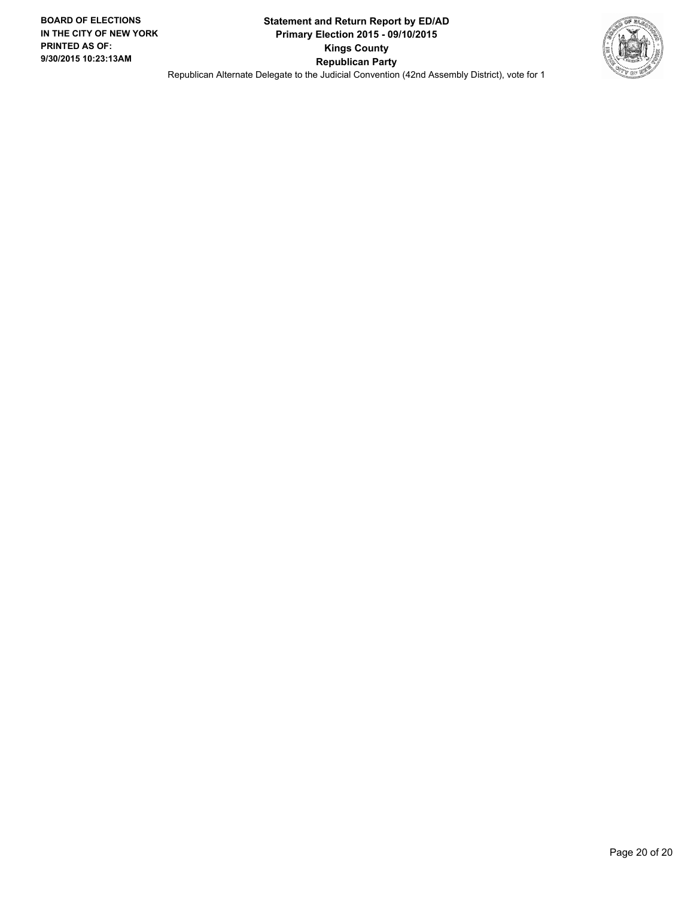**BOARD OF ELECTIONS**
**IN THE CITY OF NEW YORK**
**PRINTED AS OF:**
**9/30/2015 10:23:13AM**

**Statement and Return Report by ED/AD**
**Primary Election 2015 - 09/10/2015**
**Kings County**
**Republican Party**

Republican Alternate Delegate to the Judicial Convention (42nd Assembly District), vote for 1